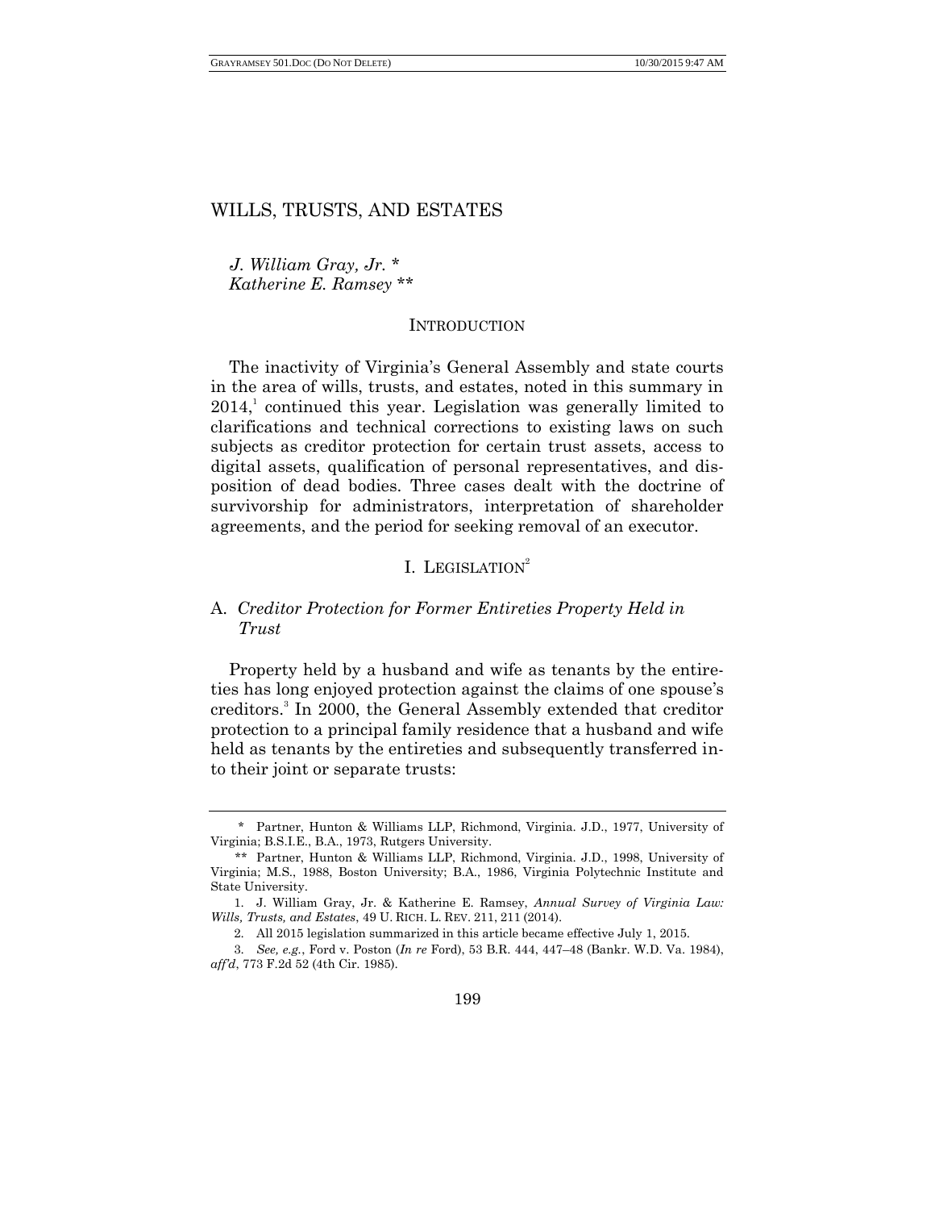# WILLS, TRUSTS, AND ESTATES

*J. William Gray, Jr. \**
*Katherine E. Ramsey \*\**

## INTRODUCTION

The inactivity of Virginia's General Assembly and state courts in the area of wills, trusts, and estates, noted in this summary in 2014,[1] continued this year. Legislation was generally limited to clarifications and technical corrections to existing laws on such subjects as creditor protection for certain trust assets, access to digital assets, qualification of personal representatives, and disposition of dead bodies. Three cases dealt with the doctrine of survivorship for administrators, interpretation of shareholder agreements, and the period for seeking removal of an executor.

## I. LEGISLATION[2]

### A. *Creditor Protection for Former Entireties Property Held in Trust*

Property held by a husband and wife as tenants by the entireties has long enjoyed protection against the claims of one spouse's creditors.[3] In 2000, the General Assembly extended that creditor protection to a principal family residence that a husband and wife held as tenants by the entireties and subsequently transferred into their joint or separate trusts:

---

\* Partner, Hunton & Williams LLP, Richmond, Virginia. J.D., 1977, University of Virginia; B.S.I.E., B.A., 1973, Rutgers University.

\*\* Partner, Hunton & Williams LLP, Richmond, Virginia. J.D., 1998, University of Virginia; M.S., 1988, Boston University; B.A., 1986, Virginia Polytechnic Institute and State University.

1. J. William Gray, Jr. & Katherine E. Ramsey, *Annual Survey of Virginia Law: Wills, Trusts, and Estates*, 49 U. RICH. L. REV. 211, 211 (2014).

2. All 2015 legislation summarized in this article became effective July 1, 2015.

3. *See, e.g.*, Ford v. Poston (*In re* Ford), 53 B.R. 444, 447–48 (Bankr. W.D. Va. 1984), *aff'd*, 773 F.2d 52 (4th Cir. 1985).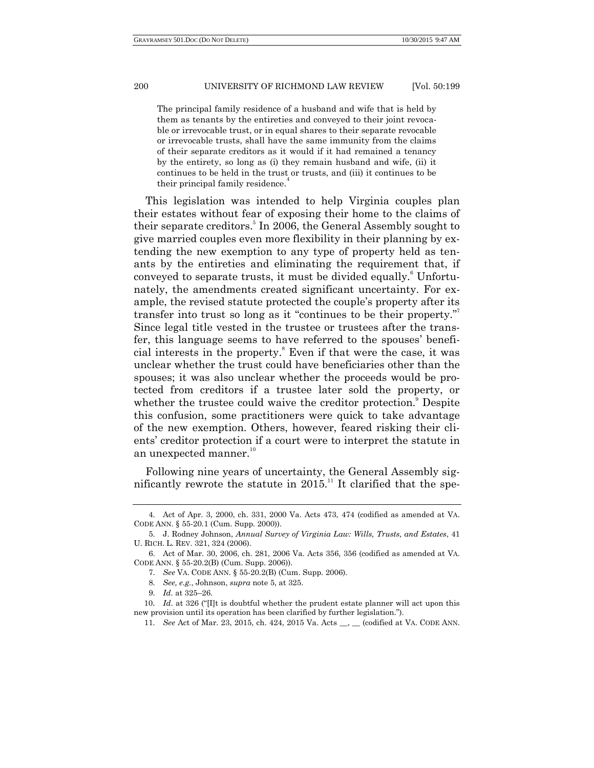> The principal family residence of a husband and wife that is held by them as tenants by the entireties and conveyed to their joint revocable or irrevocable trust, or in equal shares to their separate revocable or irrevocable trusts, shall have the same immunity from the claims of their separate creditors as it would if it had remained a tenancy by the entirety, so long as (i) they remain husband and wife, (ii) it continues to be held in the trust or trusts, and (iii) it continues to be their principal family residence.[4]

This legislation was intended to help Virginia couples plan their estates without fear of exposing their home to the claims of their separate creditors.[5] In 2006, the General Assembly sought to give married couples even more flexibility in their planning by extending the new exemption to any type of property held as tenants by the entireties and eliminating the requirement that, if conveyed to separate trusts, it must be divided equally.[6] Unfortunately, the amendments created significant uncertainty. For example, the revised statute protected the couple's property after its transfer into trust so long as it "continues to be their property."[7] Since legal title vested in the trustee or trustees after the transfer, this language seems to have referred to the spouses' beneficial interests in the property.[8] Even if that were the case, it was unclear whether the trust could have beneficiaries other than the spouses; it was also unclear whether the proceeds would be protected from creditors if a trustee later sold the property, or whether the trustee could waive the creditor protection.[9] Despite this confusion, some practitioners were quick to take advantage of the new exemption. Others, however, feared risking their clients' creditor protection if a court were to interpret the statute in an unexpected manner.[10]

Following nine years of uncertainty, the General Assembly significantly rewrote the statute in 2015.[11] It clarified that the spe-

---

4. Act of Apr. 3, 2000, ch. 331, 2000 Va. Acts 473, 474 (codified as amended at VA. CODE ANN. § 55-20.1 (Cum. Supp. 2000)).

5. J. Rodney Johnson, *Annual Survey of Virginia Law: Wills, Trusts, and Estates*, 41 U. RICH. L. REV. 321, 324 (2006).

6. Act of Mar. 30, 2006, ch. 281, 2006 Va. Acts 356, 356 (codified as amended at VA. CODE ANN. § 55-20.2(B) (Cum. Supp. 2006)).

7. *See* VA. CODE ANN. § 55-20.2(B) (Cum. Supp. 2006).

8. *See, e.g.*, Johnson, *supra* note 5, at 325.

9. *Id.* at 325–26.

10. *Id.* at 326 ("[I]t is doubtful whether the prudent estate planner will act upon this new provision until its operation has been clarified by further legislation.").

11. *See* Act of Mar. 23, 2015, ch. 424, 2015 Va. Acts __, __ (codified at VA. CODE ANN.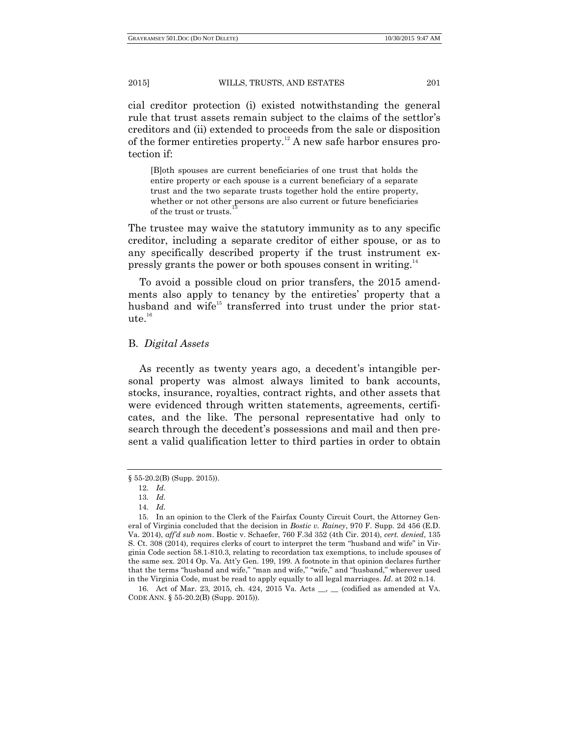cial creditor protection (i) existed notwithstanding the general rule that trust assets remain subject to the claims of the settlor's creditors and (ii) extended to proceeds from the sale or disposition of the former entireties property.[12] A new safe harbor ensures protection if:

> [B]oth spouses are current beneficiaries of one trust that holds the entire property or each spouse is a current beneficiary of a separate trust and the two separate trusts together hold the entire property, whether or not other persons are also current or future beneficiaries of the trust or trusts.[13]

The trustee may waive the statutory immunity as to any specific creditor, including a separate creditor of either spouse, or as to any specifically described property if the trust instrument expressly grants the power or both spouses consent in writing.[14]

To avoid a possible cloud on prior transfers, the 2015 amendments also apply to tenancy by the entireties' property that a husband and wife[15] transferred into trust under the prior statute.[16]

## B. *Digital Assets*

As recently as twenty years ago, a decedent's intangible personal property was almost always limited to bank accounts, stocks, insurance, royalties, contract rights, and other assets that were evidenced through written statements, agreements, certificates, and the like. The personal representative had only to search through the decedent's possessions and mail and then present a valid qualification letter to third parties in order to obtain

---

§ 55-20.2(B) (Supp. 2015)).

12. *Id*.

13. *Id.*

14. *Id.*

15. In an opinion to the Clerk of the Fairfax County Circuit Court, the Attorney General of Virginia concluded that the decision in *Bostic v. Rainey*, 970 F. Supp. 2d 456 (E.D. Va. 2014), *aff'd sub nom*. Bostic v. Schaefer, 760 F.3d 352 (4th Cir. 2014), *cert. denied*, 135 S. Ct. 308 (2014), requires clerks of court to interpret the term "husband and wife" in Virginia Code section 58.1-810.3, relating to recordation tax exemptions, to include spouses of the same sex. 2014 Op. Va. Att'y Gen. 199, 199. A footnote in that opinion declares further that the terms "husband and wife," "man and wife," "wife," and "husband," wherever used in the Virginia Code, must be read to apply equally to all legal marriages. *Id*. at 202 n.14.

16. Act of Mar. 23, 2015, ch. 424, 2015 Va. Acts __, __ (codified as amended at VA. CODE ANN. § 55-20.2(B) (Supp. 2015)).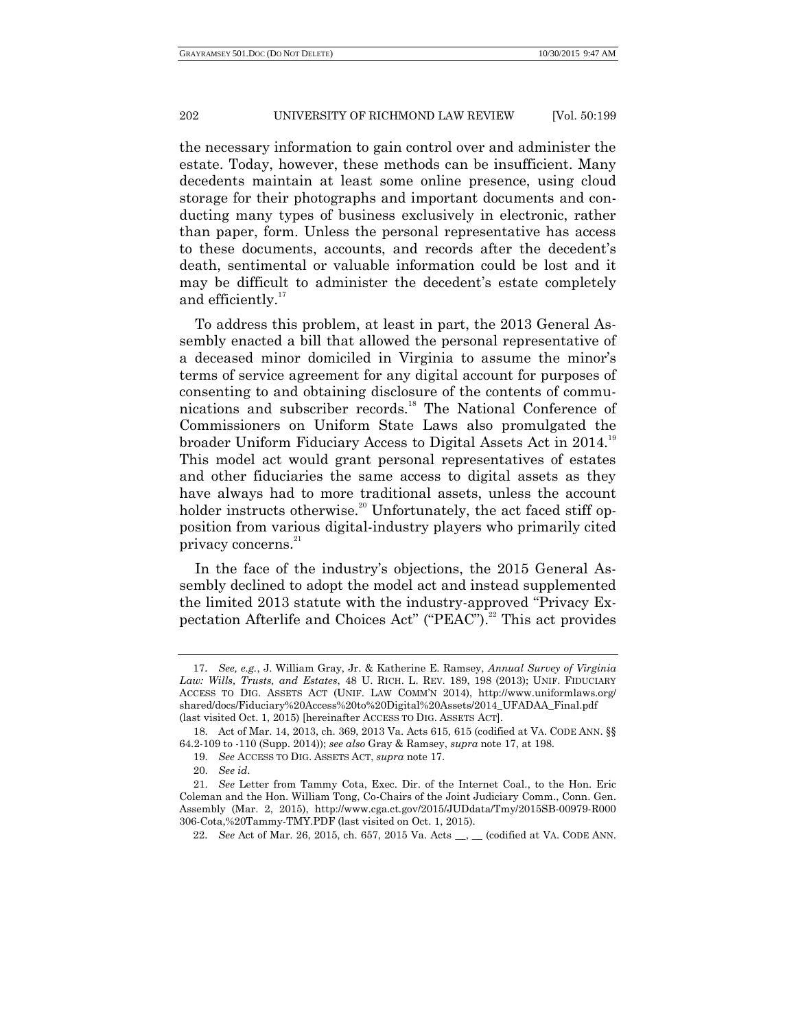the necessary information to gain control over and administer the estate. Today, however, these methods can be insufficient. Many decedents maintain at least some online presence, using cloud storage for their photographs and important documents and conducting many types of business exclusively in electronic, rather than paper, form. Unless the personal representative has access to these documents, accounts, and records after the decedent's death, sentimental or valuable information could be lost and it may be difficult to administer the decedent's estate completely and efficiently.[17]

To address this problem, at least in part, the 2013 General Assembly enacted a bill that allowed the personal representative of a deceased minor domiciled in Virginia to assume the minor's terms of service agreement for any digital account for purposes of consenting to and obtaining disclosure of the contents of communications and subscriber records.[18] The National Conference of Commissioners on Uniform State Laws also promulgated the broader Uniform Fiduciary Access to Digital Assets Act in 2014.[19] This model act would grant personal representatives of estates and other fiduciaries the same access to digital assets as they have always had to more traditional assets, unless the account holder instructs otherwise.[20] Unfortunately, the act faced stiff opposition from various digital-industry players who primarily cited privacy concerns.[21]

In the face of the industry's objections, the 2015 General Assembly declined to adopt the model act and instead supplemented the limited 2013 statute with the industry-approved "Privacy Expectation Afterlife and Choices Act" ("PEAC").[22] This act provides

---

17. *See, e.g.*, J. William Gray, Jr. & Katherine E. Ramsey, *Annual Survey of Virginia Law: Wills, Trusts, and Estates*, 48 U. RICH. L. REV. 189, 198 (2013); UNIF. FIDUCIARY ACCESS TO DIG. ASSETS ACT (UNIF. LAW COMM'N 2014), http://www.uniformlaws.org/shared/docs/Fiduciary%20Access%20to%20Digital%20Assets/2014_UFADAA_Final.pdf (last visited Oct. 1, 2015) [hereinafter ACCESS TO DIG. ASSETS ACT].

18. Act of Mar. 14, 2013, ch. 369, 2013 Va. Acts 615, 615 (codified at VA. CODE ANN. §§ 64.2-109 to -110 (Supp. 2014)); *see also* Gray & Ramsey, *supra* note 17, at 198.

19. *See* ACCESS TO DIG. ASSETS ACT, *supra* note 17.

20. *See id*.

21. *See* Letter from Tammy Cota, Exec. Dir. of the Internet Coal., to the Hon. Eric Coleman and the Hon. William Tong, Co-Chairs of the Joint Judiciary Comm., Conn. Gen. Assembly (Mar. 2, 2015), http://www.cga.ct.gov/2015/JUDdata/Tmy/2015SB-00979-R000306-Cota,%20Tammy-TMY.PDF (last visited on Oct. 1, 2015).

22. *See* Act of Mar. 26, 2015, ch. 657, 2015 Va. Acts __, __ (codified at VA. CODE ANN.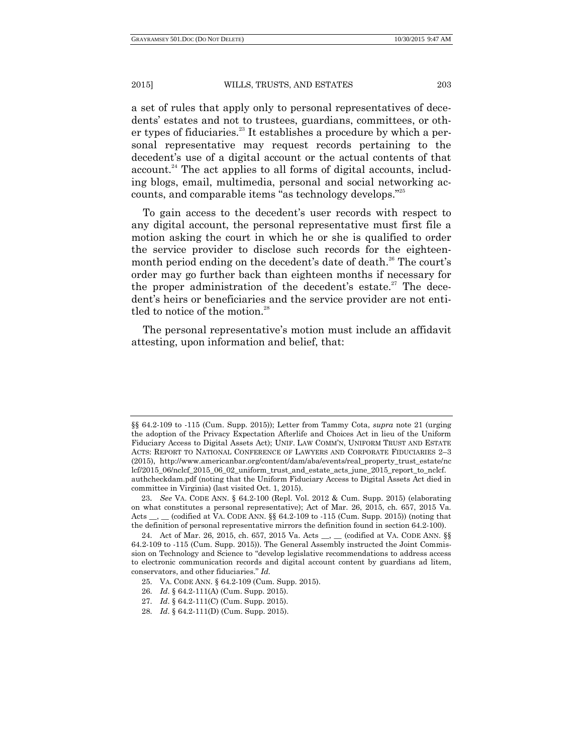a set of rules that apply only to personal representatives of decedents' estates and not to trustees, guardians, committees, or other types of fiduciaries.[23] It establishes a procedure by which a personal representative may request records pertaining to the decedent's use of a digital account or the actual contents of that account.[24] The act applies to all forms of digital accounts, including blogs, email, multimedia, personal and social networking accounts, and comparable items "as technology develops."[25]

To gain access to the decedent's user records with respect to any digital account, the personal representative must first file a motion asking the court in which he or she is qualified to order the service provider to disclose such records for the eighteen-month period ending on the decedent's date of death.[26] The court's order may go further back than eighteen months if necessary for the proper administration of the decedent's estate.[27] The decedent's heirs or beneficiaries and the service provider are not entitled to notice of the motion.[28]

The personal representative's motion must include an affidavit attesting, upon information and belief, that:

---

§§ 64.2-109 to -115 (Cum. Supp. 2015)); Letter from Tammy Cota, *supra* note 21 (urging the adoption of the Privacy Expectation Afterlife and Choices Act in lieu of the Uniform Fiduciary Access to Digital Assets Act); UNIF. LAW COMM'N, UNIFORM TRUST AND ESTATE ACTS: REPORT TO NATIONAL CONFERENCE OF LAWYERS AND CORPORATE FIDUCIARIES 2–3 (2015), http://www.americanbar.org/content/dam/aba/events/real_property_trust_estate/nclcf/2015_06/nclcf_2015_06_02_uniform_trust_and_estate_acts_june_2015_report_to_nclcf.authcheckdam.pdf (noting that the Uniform Fiduciary Access to Digital Assets Act died in committee in Virginia) (last visited Oct. 1, 2015).

23. *See* VA. CODE ANN. § 64.2-100 (Repl. Vol. 2012 & Cum. Supp. 2015) (elaborating on what constitutes a personal representative); Act of Mar. 26, 2015, ch. 657, 2015 Va. Acts \_\_, \_\_ (codified at VA. CODE ANN. §§ 64.2-109 to -115 (Cum. Supp. 2015)) (noting that the definition of personal representative mirrors the definition found in section 64.2-100).

24. Act of Mar. 26, 2015, ch. 657, 2015 Va. Acts \_\_, \_\_ (codified at VA. CODE ANN. §§ 64.2-109 to -115 (Cum. Supp. 2015)). The General Assembly instructed the Joint Commission on Technology and Science to "develop legislative recommendations to address access to electronic communication records and digital account content by guardians ad litem, conservators, and other fiduciaries." *Id.*

25. VA. CODE ANN. § 64.2-109 (Cum. Supp. 2015).

26. *Id.* § 64.2-111(A) (Cum. Supp. 2015).

27. *Id.* § 64.2-111(C) (Cum. Supp. 2015).

28. *Id.* § 64.2-111(D) (Cum. Supp. 2015).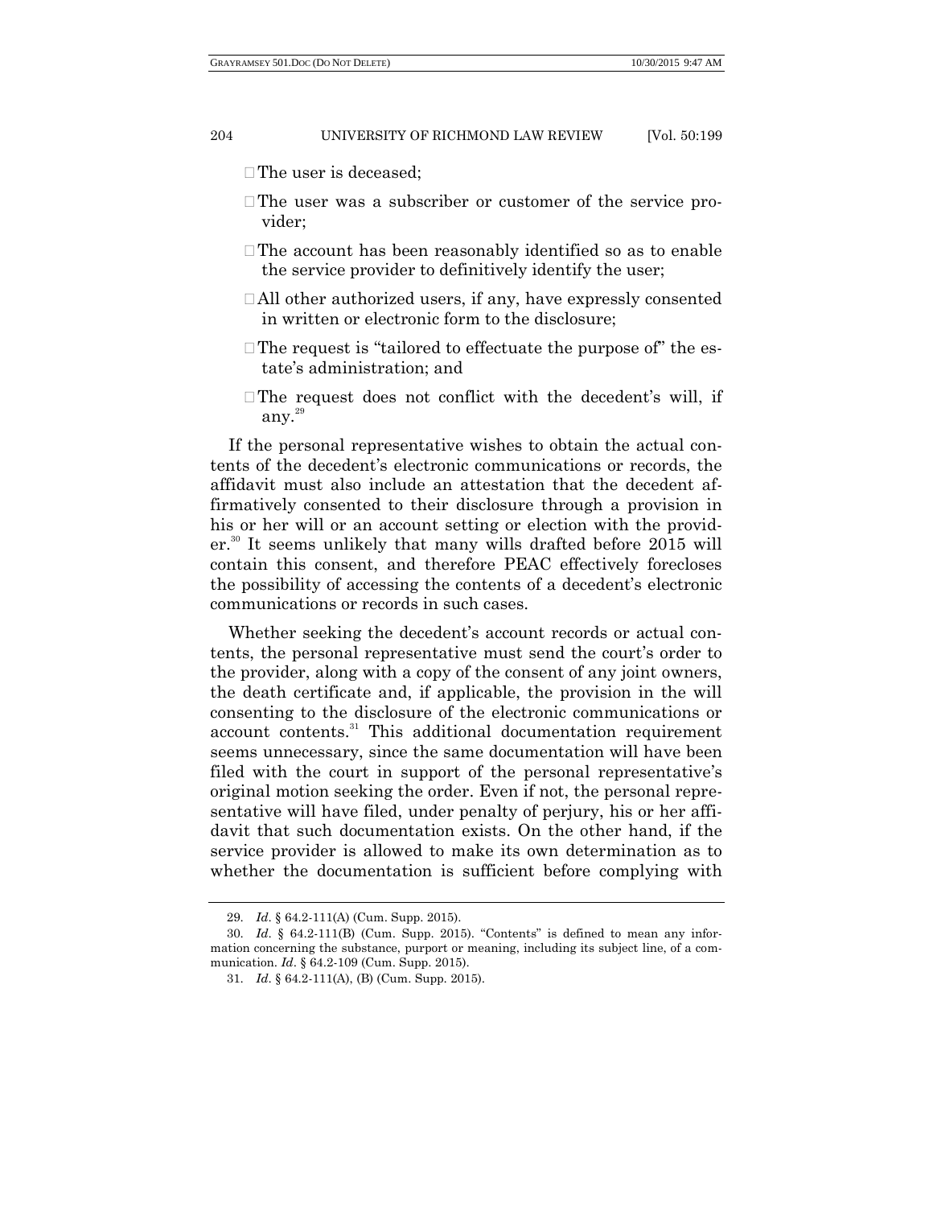- The user is deceased;
- The user was a subscriber or customer of the service provider;
- The account has been reasonably identified so as to enable the service provider to definitively identify the user;
- All other authorized users, if any, have expressly consented in written or electronic form to the disclosure;
- The request is "tailored to effectuate the purpose of" the estate's administration; and
- The request does not conflict with the decedent's will, if any.[29]

If the personal representative wishes to obtain the actual contents of the decedent's electronic communications or records, the affidavit must also include an attestation that the decedent affirmatively consented to their disclosure through a provision in his or her will or an account setting or election with the provider.[30] It seems unlikely that many wills drafted before 2015 will contain this consent, and therefore PEAC effectively forecloses the possibility of accessing the contents of a decedent's electronic communications or records in such cases.

Whether seeking the decedent's account records or actual contents, the personal representative must send the court's order to the provider, along with a copy of the consent of any joint owners, the death certificate and, if applicable, the provision in the will consenting to the disclosure of the electronic communications or account contents.[31] This additional documentation requirement seems unnecessary, since the same documentation will have been filed with the court in support of the personal representative's original motion seeking the order. Even if not, the personal representative will have filed, under penalty of perjury, his or her affidavit that such documentation exists. On the other hand, if the service provider is allowed to make its own determination as to whether the documentation is sufficient before complying with

---

29. *Id.* § 64.2-111(A) (Cum. Supp. 2015).

30. *Id.* § 64.2-111(B) (Cum. Supp. 2015). "Contents" is defined to mean any information concerning the substance, purport or meaning, including its subject line, of a communication. *Id.* § 64.2-109 (Cum. Supp. 2015).

31. *Id.* § 64.2-111(A), (B) (Cum. Supp. 2015).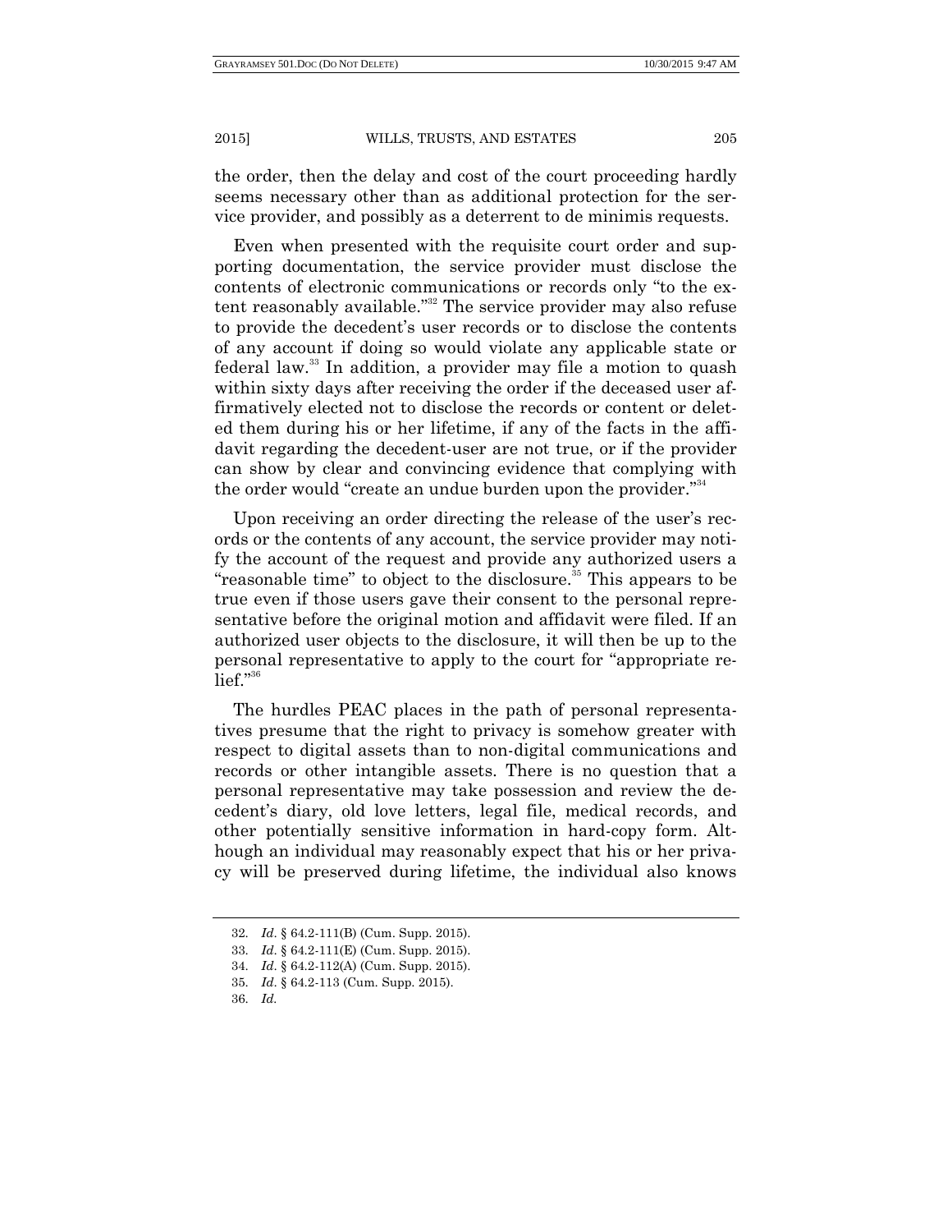the order, then the delay and cost of the court proceeding hardly seems necessary other than as additional protection for the service provider, and possibly as a deterrent to de minimis requests.

Even when presented with the requisite court order and supporting documentation, the service provider must disclose the contents of electronic communications or records only "to the extent reasonably available."[32] The service provider may also refuse to provide the decedent's user records or to disclose the contents of any account if doing so would violate any applicable state or federal law.[33] In addition, a provider may file a motion to quash within sixty days after receiving the order if the deceased user affirmatively elected not to disclose the records or content or deleted them during his or her lifetime, if any of the facts in the affidavit regarding the decedent-user are not true, or if the provider can show by clear and convincing evidence that complying with the order would "create an undue burden upon the provider."[34]

Upon receiving an order directing the release of the user's records or the contents of any account, the service provider may notify the account of the request and provide any authorized users a "reasonable time" to object to the disclosure.[35] This appears to be true even if those users gave their consent to the personal representative before the original motion and affidavit were filed. If an authorized user objects to the disclosure, it will then be up to the personal representative to apply to the court for "appropriate relief."[36]

The hurdles PEAC places in the path of personal representatives presume that the right to privacy is somehow greater with respect to digital assets than to non-digital communications and records or other intangible assets. There is no question that a personal representative may take possession and review the decedent's diary, old love letters, legal file, medical records, and other potentially sensitive information in hard-copy form. Although an individual may reasonably expect that his or her privacy will be preserved during lifetime, the individual also knows

---

32. *Id.* § 64.2-111(B) (Cum. Supp. 2015).

33. *Id.* § 64.2-111(E) (Cum. Supp. 2015).

34. *Id.* § 64.2-112(A) (Cum. Supp. 2015).

35. *Id.* § 64.2-113 (Cum. Supp. 2015).

36. *Id.*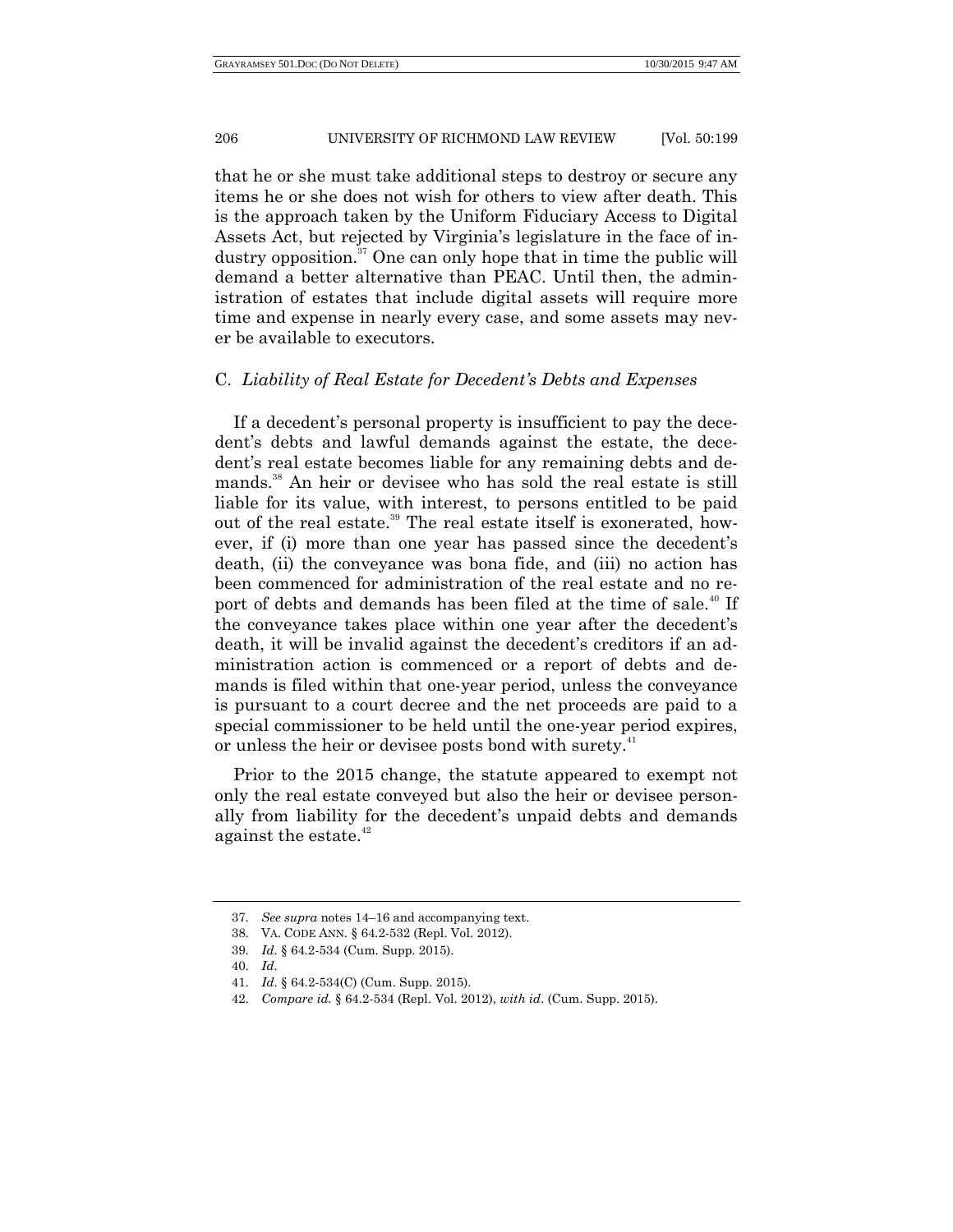that he or she must take additional steps to destroy or secure any items he or she does not wish for others to view after death. This is the approach taken by the Uniform Fiduciary Access to Digital Assets Act, but rejected by Virginia's legislature in the face of industry opposition.[37] One can only hope that in time the public will demand a better alternative than PEAC. Until then, the administration of estates that include digital assets will require more time and expense in nearly every case, and some assets may never be available to executors.

### C. *Liability of Real Estate for Decedent's Debts and Expenses*

If a decedent's personal property is insufficient to pay the decedent's debts and lawful demands against the estate, the decedent's real estate becomes liable for any remaining debts and demands.[38] An heir or devisee who has sold the real estate is still liable for its value, with interest, to persons entitled to be paid out of the real estate.[39] The real estate itself is exonerated, however, if (i) more than one year has passed since the decedent's death, (ii) the conveyance was bona fide, and (iii) no action has been commenced for administration of the real estate and no report of debts and demands has been filed at the time of sale.[40] If the conveyance takes place within one year after the decedent's death, it will be invalid against the decedent's creditors if an administration action is commenced or a report of debts and demands is filed within that one-year period, unless the conveyance is pursuant to a court decree and the net proceeds are paid to a special commissioner to be held until the one-year period expires, or unless the heir or devisee posts bond with surety.[41]

Prior to the 2015 change, the statute appeared to exempt not only the real estate conveyed but also the heir or devisee personally from liability for the decedent's unpaid debts and demands against the estate.[42]

---

37. *See supra* notes 14–16 and accompanying text.

38. VA. CODE ANN. § 64.2-532 (Repl. Vol. 2012).

39. *Id.* § 64.2-534 (Cum. Supp. 2015).

40. *Id.*

41. *Id.* § 64.2-534(C) (Cum. Supp. 2015).

42. *Compare id.* § 64.2-534 (Repl. Vol. 2012), *with id.* (Cum. Supp. 2015).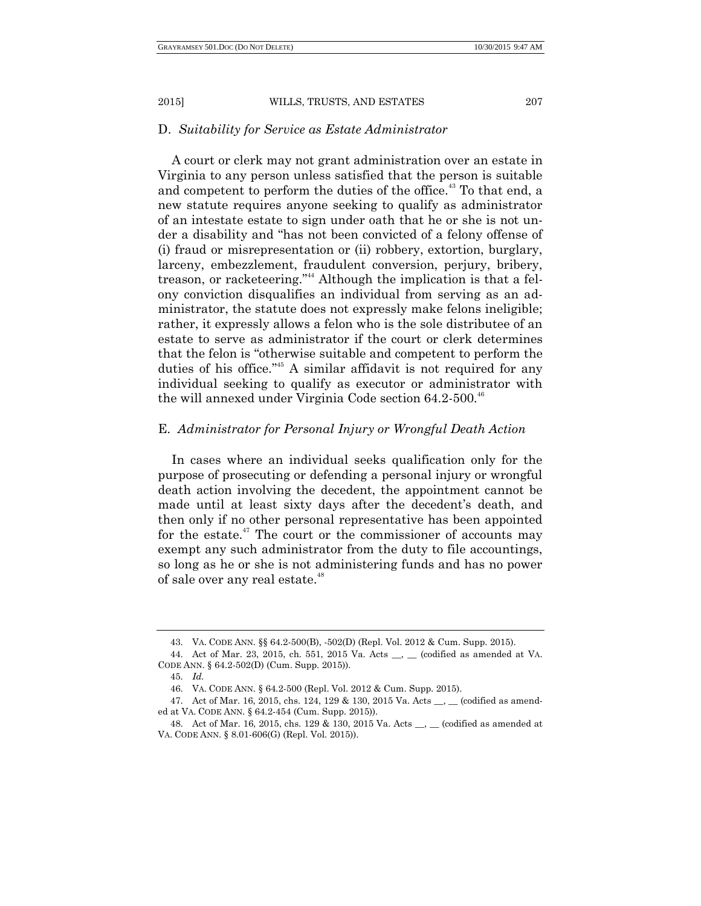### D. *Suitability for Service as Estate Administrator*

A court or clerk may not grant administration over an estate in Virginia to any person unless satisfied that the person is suitable and competent to perform the duties of the office.[43] To that end, a new statute requires anyone seeking to qualify as administrator of an intestate estate to sign under oath that he or she is not under a disability and "has not been convicted of a felony offense of (i) fraud or misrepresentation or (ii) robbery, extortion, burglary, larceny, embezzlement, fraudulent conversion, perjury, bribery, treason, or racketeering."[44] Although the implication is that a felony conviction disqualifies an individual from serving as an administrator, the statute does not expressly make felons ineligible; rather, it expressly allows a felon who is the sole distributee of an estate to serve as administrator if the court or clerk determines that the felon is "otherwise suitable and competent to perform the duties of his office."[45] A similar affidavit is not required for any individual seeking to qualify as executor or administrator with the will annexed under Virginia Code section 64.2-500.[46]

### E. *Administrator for Personal Injury or Wrongful Death Action*

In cases where an individual seeks qualification only for the purpose of prosecuting or defending a personal injury or wrongful death action involving the decedent, the appointment cannot be made until at least sixty days after the decedent's death, and then only if no other personal representative has been appointed for the estate.[47] The court or the commissioner of accounts may exempt any such administrator from the duty to file accountings, so long as he or she is not administering funds and has no power of sale over any real estate.[48]

---

43. VA. CODE ANN. §§ 64.2-500(B), -502(D) (Repl. Vol. 2012 & Cum. Supp. 2015).

44. Act of Mar. 23, 2015, ch. 551, 2015 Va. Acts __, __ (codified as amended at VA. CODE ANN. § 64.2-502(D) (Cum. Supp. 2015)).

45. *Id.*

46. VA. CODE ANN. § 64.2-500 (Repl. Vol. 2012 & Cum. Supp. 2015).

47. Act of Mar. 16, 2015, chs. 124, 129 & 130, 2015 Va. Acts __, __ (codified as amended at VA. CODE ANN. § 64.2-454 (Cum. Supp. 2015)).

48. Act of Mar. 16, 2015, chs. 129 & 130, 2015 Va. Acts __, __ (codified as amended at VA. CODE ANN. § 8.01-606(G) (Repl. Vol. 2015)).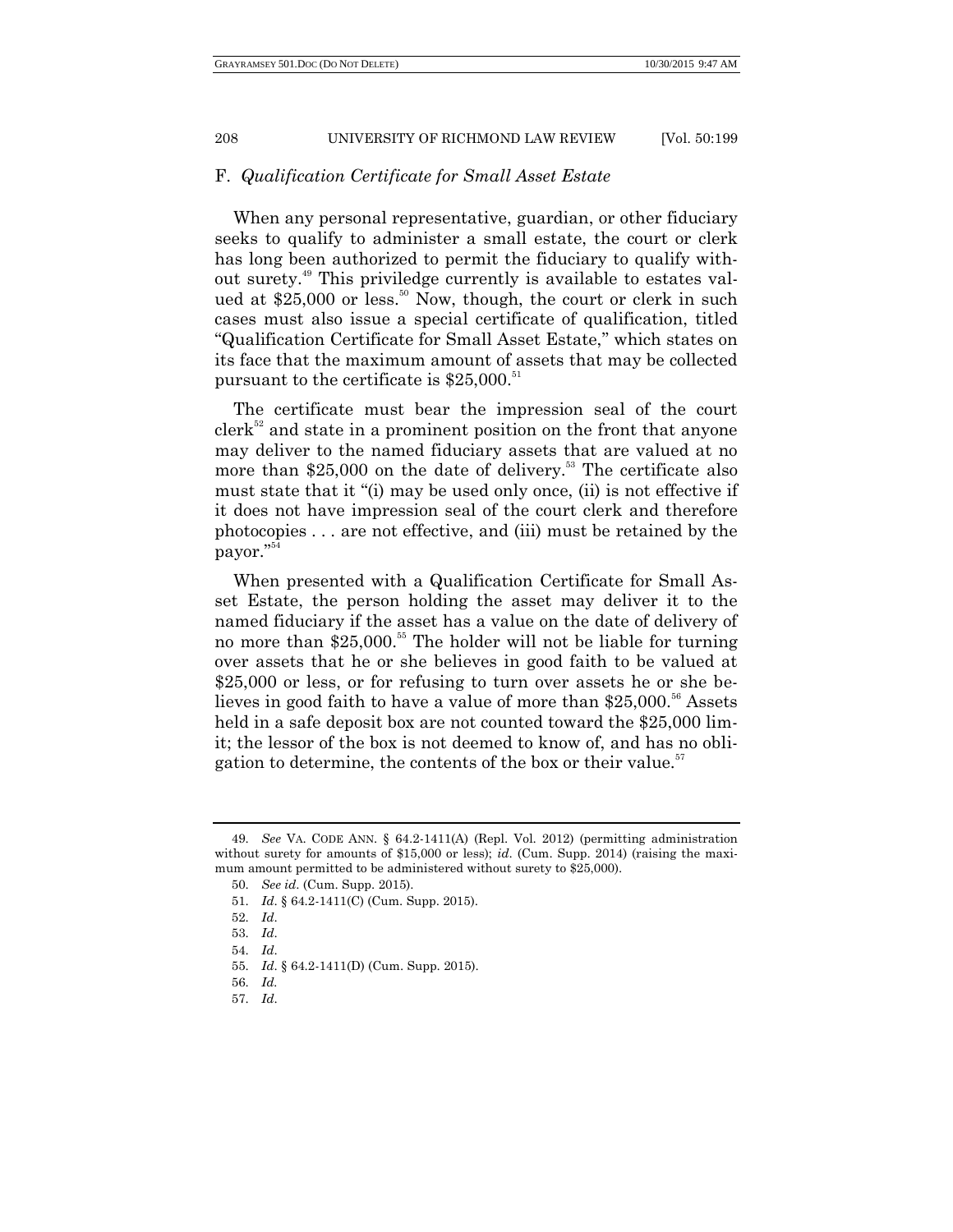### F. *Qualification Certificate for Small Asset Estate*

When any personal representative, guardian, or other fiduciary seeks to qualify to administer a small estate, the court or clerk has long been authorized to permit the fiduciary to qualify without surety.[49] This priviledge currently is available to estates valued at $25,000 or less.[50] Now, though, the court or clerk in such cases must also issue a special certificate of qualification, titled "Qualification Certificate for Small Asset Estate," which states on its face that the maximum amount of assets that may be collected pursuant to the certificate is $25,000.[51]

The certificate must bear the impression seal of the court clerk[52] and state in a prominent position on the front that anyone may deliver to the named fiduciary assets that are valued at no more than $25,000 on the date of delivery.[53] The certificate also must state that it "(i) may be used only once, (ii) is not effective if it does not have impression seal of the court clerk and therefore photocopies . . . are not effective, and (iii) must be retained by the payor."[54]

When presented with a Qualification Certificate for Small Asset Estate, the person holding the asset may deliver it to the named fiduciary if the asset has a value on the date of delivery of no more than $25,000.[55] The holder will not be liable for turning over assets that he or she believes in good faith to be valued at $25,000 or less, or for refusing to turn over assets he or she believes in good faith to have a value of more than $25,000.[56] Assets held in a safe deposit box are not counted toward the $25,000 limit; the lessor of the box is not deemed to know of, and has no obligation to determine, the contents of the box or their value.[57]

---

49. *See* VA. CODE ANN. § 64.2-1411(A) (Repl. Vol. 2012) (permitting administration without surety for amounts of $15,000 or less); *id.* (Cum. Supp. 2014) (raising the maximum amount permitted to be administered without surety to $25,000).

50. *See id.* (Cum. Supp. 2015).

51. *Id.* § 64.2-1411(C) (Cum. Supp. 2015).

52. *Id.*

53. *Id.*

54. *Id.*

55. *Id.* § 64.2-1411(D) (Cum. Supp. 2015).

56. *Id.*

57. *Id.*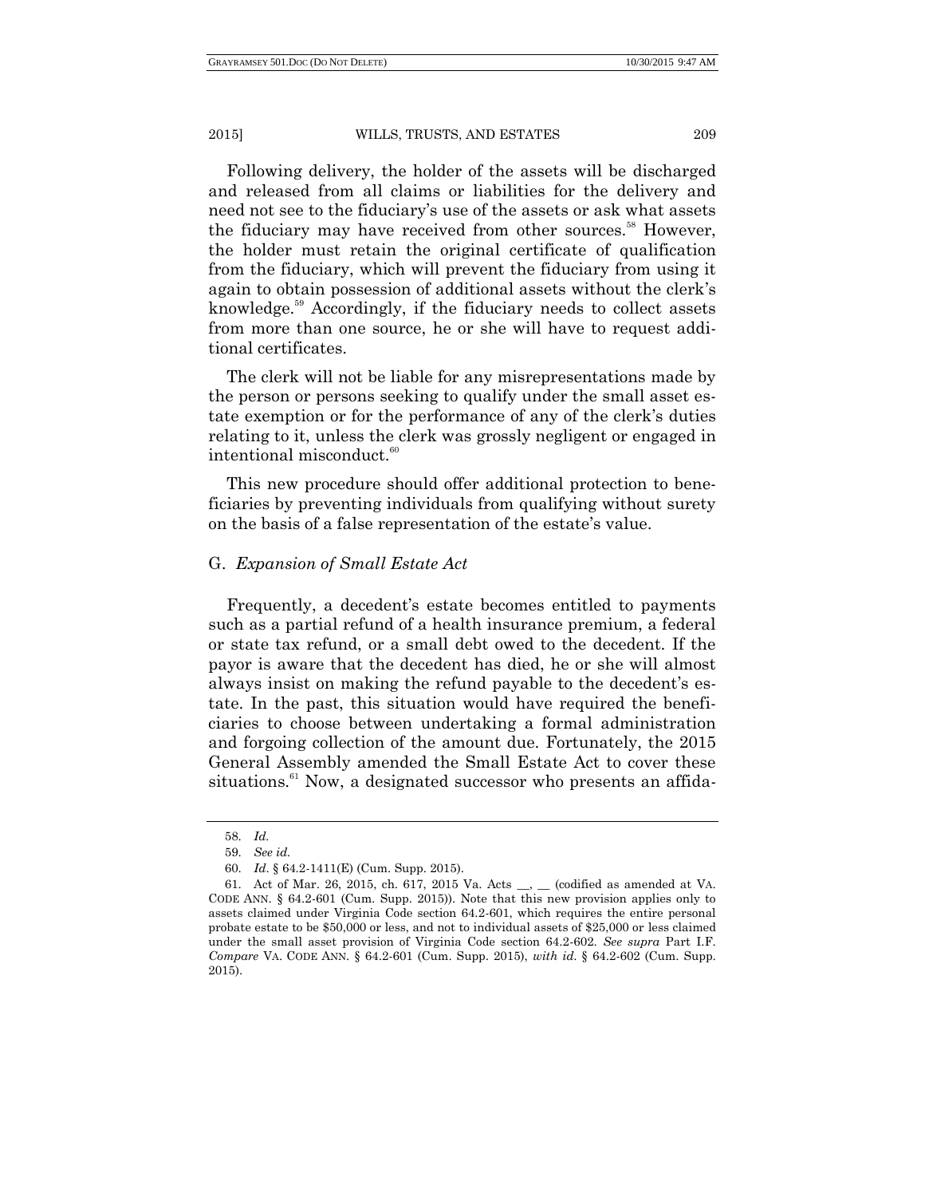Following delivery, the holder of the assets will be discharged and released from all claims or liabilities for the delivery and need not see to the fiduciary's use of the assets or ask what assets the fiduciary may have received from other sources.[58] However, the holder must retain the original certificate of qualification from the fiduciary, which will prevent the fiduciary from using it again to obtain possession of additional assets without the clerk's knowledge.[59] Accordingly, if the fiduciary needs to collect assets from more than one source, he or she will have to request additional certificates.

The clerk will not be liable for any misrepresentations made by the person or persons seeking to qualify under the small asset estate exemption or for the performance of any of the clerk's duties relating to it, unless the clerk was grossly negligent or engaged in intentional misconduct.[60]

This new procedure should offer additional protection to beneficiaries by preventing individuals from qualifying without surety on the basis of a false representation of the estate's value.

## G. *Expansion of Small Estate Act*

Frequently, a decedent's estate becomes entitled to payments such as a partial refund of a health insurance premium, a federal or state tax refund, or a small debt owed to the decedent. If the payor is aware that the decedent has died, he or she will almost always insist on making the refund payable to the decedent's estate. In the past, this situation would have required the beneficiaries to choose between undertaking a formal administration and forgoing collection of the amount due. Fortunately, the 2015 General Assembly amended the Small Estate Act to cover these situations.[61] Now, a designated successor who presents an affida-

---

58. *Id.*

59. *See id.*

60. *Id.* § 64.2-1411(E) (Cum. Supp. 2015).

61. Act of Mar. 26, 2015, ch. 617, 2015 Va. Acts __, __ (codified as amended at VA. CODE ANN. § 64.2-601 (Cum. Supp. 2015)). Note that this new provision applies only to assets claimed under Virginia Code section 64.2-601, which requires the entire personal probate estate to be $50,000 or less, and not to individual assets of $25,000 or less claimed under the small asset provision of Virginia Code section 64.2-602. *See supra* Part I.F. *Compare* VA. CODE ANN. § 64.2-601 (Cum. Supp. 2015), *with id.* § 64.2-602 (Cum. Supp. 2015).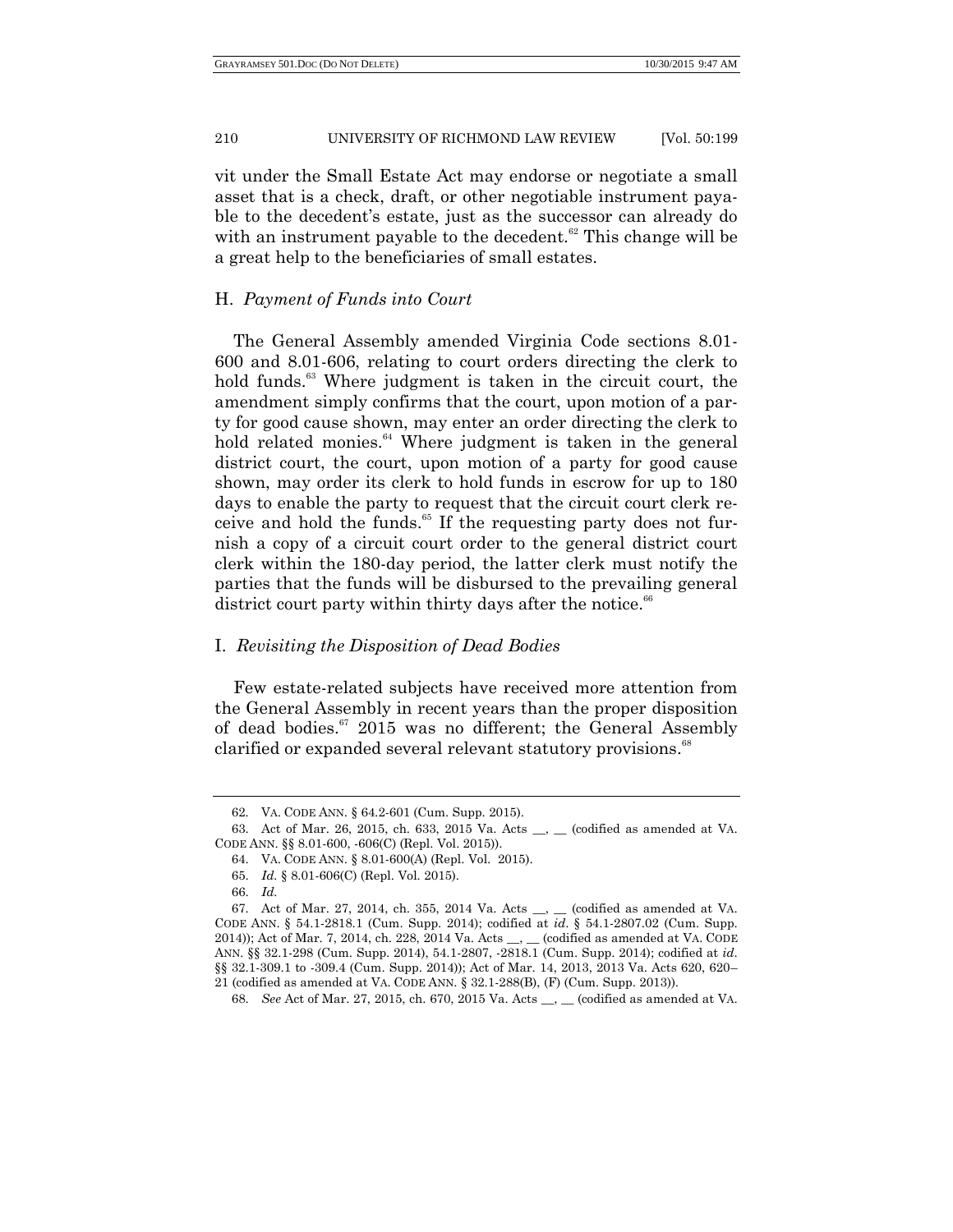vit under the Small Estate Act may endorse or negotiate a small asset that is a check, draft, or other negotiable instrument payable to the decedent's estate, just as the successor can already do with an instrument payable to the decedent.[62] This change will be a great help to the beneficiaries of small estates.

### H. *Payment of Funds into Court*

The General Assembly amended Virginia Code sections 8.01-600 and 8.01-606, relating to court orders directing the clerk to hold funds.[63] Where judgment is taken in the circuit court, the amendment simply confirms that the court, upon motion of a party for good cause shown, may enter an order directing the clerk to hold related monies.[64] Where judgment is taken in the general district court, the court, upon motion of a party for good cause shown, may order its clerk to hold funds in escrow for up to 180 days to enable the party to request that the circuit court clerk receive and hold the funds.[65] If the requesting party does not furnish a copy of a circuit court order to the general district court clerk within the 180-day period, the latter clerk must notify the parties that the funds will be disbursed to the prevailing general district court party within thirty days after the notice.[66]

### I. *Revisiting the Disposition of Dead Bodies*

Few estate-related subjects have received more attention from the General Assembly in recent years than the proper disposition of dead bodies.[67] 2015 was no different; the General Assembly clarified or expanded several relevant statutory provisions.[68]

---

62. VA. CODE ANN. § 64.2-601 (Cum. Supp. 2015).

63. Act of Mar. 26, 2015, ch. 633, 2015 Va. Acts __, __ (codified as amended at VA. CODE ANN. §§ 8.01-600, -606(C) (Repl. Vol. 2015)).

64. VA. CODE ANN. § 8.01-600(A) (Repl. Vol. 2015).

65. *Id.* § 8.01-606(C) (Repl. Vol. 2015).

66. *Id.*

67. Act of Mar. 27, 2014, ch. 355, 2014 Va. Acts __, __ (codified as amended at VA. CODE ANN. § 54.1-2818.1 (Cum. Supp. 2014); codified at *id.* § 54.1-2807.02 (Cum. Supp. 2014)); Act of Mar. 7, 2014, ch. 228, 2014 Va. Acts __, __ (codified as amended at VA. CODE ANN. §§ 32.1-298 (Cum. Supp. 2014), 54.1-2807, -2818.1 (Cum. Supp. 2014); codified at *id.* §§ 32.1-309.1 to -309.4 (Cum. Supp. 2014)); Act of Mar. 14, 2013, 2013 Va. Acts 620, 620–21 (codified as amended at VA. CODE ANN. § 32.1-288(B), (F) (Cum. Supp. 2013)).

68. *See* Act of Mar. 27, 2015, ch. 670, 2015 Va. Acts __, __ (codified as amended at VA.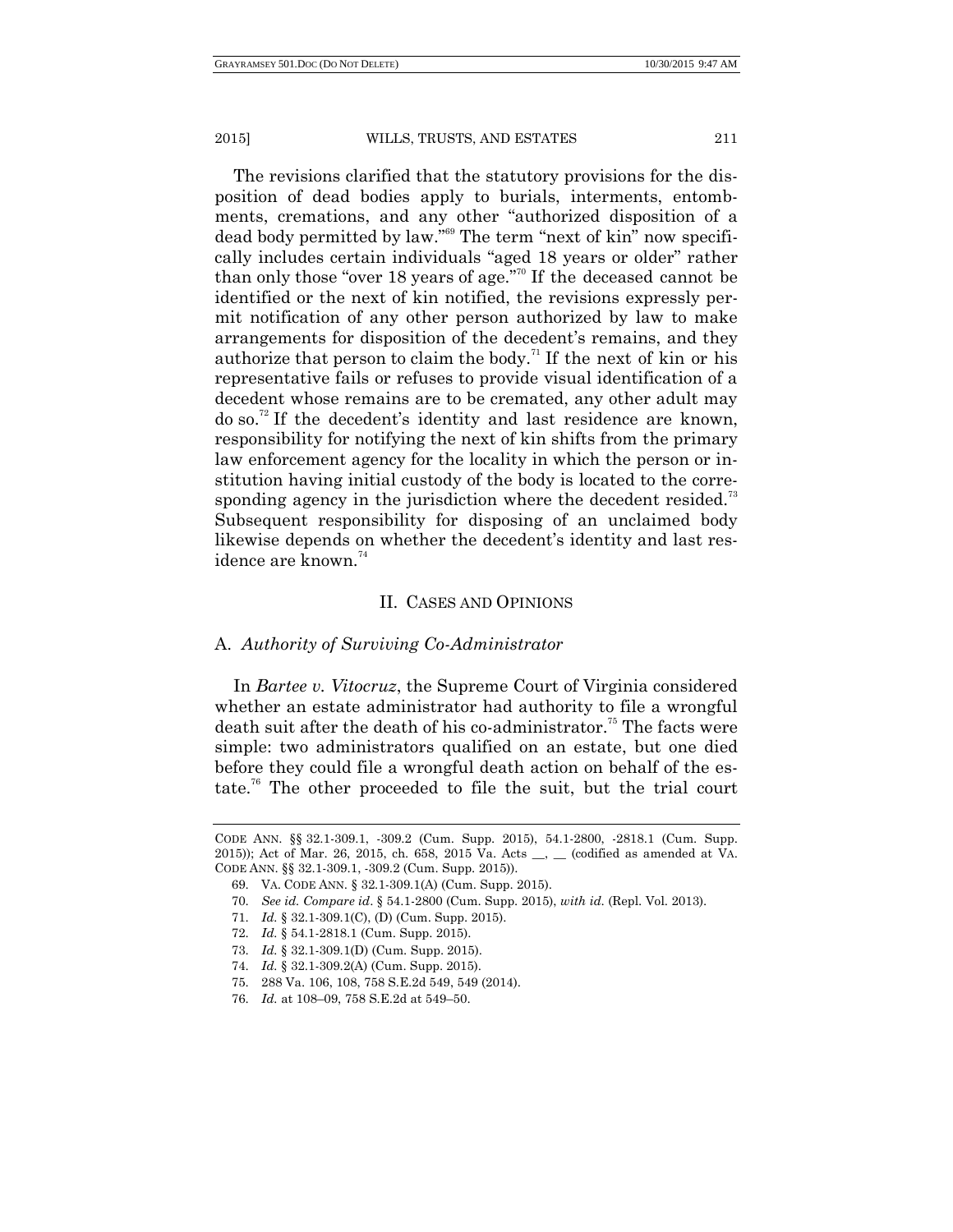The revisions clarified that the statutory provisions for the disposition of dead bodies apply to burials, interments, entombments, cremations, and any other "authorized disposition of a dead body permitted by law."[69] The term "next of kin" now specifically includes certain individuals "aged 18 years or older" rather than only those "over 18 years of age."[70] If the deceased cannot be identified or the next of kin notified, the revisions expressly permit notification of any other person authorized by law to make arrangements for disposition of the decedent's remains, and they authorize that person to claim the body.[71] If the next of kin or his representative fails or refuses to provide visual identification of a decedent whose remains are to be cremated, any other adult may do so.[72] If the decedent's identity and last residence are known, responsibility for notifying the next of kin shifts from the primary law enforcement agency for the locality in which the person or institution having initial custody of the body is located to the corresponding agency in the jurisdiction where the decedent resided.[73] Subsequent responsibility for disposing of an unclaimed body likewise depends on whether the decedent's identity and last residence are known.[74]

## II. CASES AND OPINIONS

### A. *Authority of Surviving Co-Administrator*

In *Bartee v. Vitocruz*, the Supreme Court of Virginia considered whether an estate administrator had authority to file a wrongful death suit after the death of his co-administrator.[75] The facts were simple: two administrators qualified on an estate, but one died before they could file a wrongful death action on behalf of the estate.[76] The other proceeded to file the suit, but the trial court

---

CODE ANN. §§ 32.1-309.1, -309.2 (Cum. Supp. 2015), 54.1-2800, -2818.1 (Cum. Supp. 2015)); Act of Mar. 26, 2015, ch. 658, 2015 Va. Acts __, __ (codified as amended at VA. CODE ANN. §§ 32.1-309.1, -309.2 (Cum. Supp. 2015)).

69. VA. CODE ANN. § 32.1-309.1(A) (Cum. Supp. 2015).

70. *See id. Compare id*. § 54.1-2800 (Cum. Supp. 2015), *with id.* (Repl. Vol. 2013).

71. *Id.* § 32.1-309.1(C), (D) (Cum. Supp. 2015).

72. *Id.* § 54.1-2818.1 (Cum. Supp. 2015).

73. *Id.* § 32.1-309.1(D) (Cum. Supp. 2015).

74. *Id.* § 32.1-309.2(A) (Cum. Supp. 2015).

75. 288 Va. 106, 108, 758 S.E.2d 549, 549 (2014).

76. *Id.* at 108–09, 758 S.E.2d at 549–50.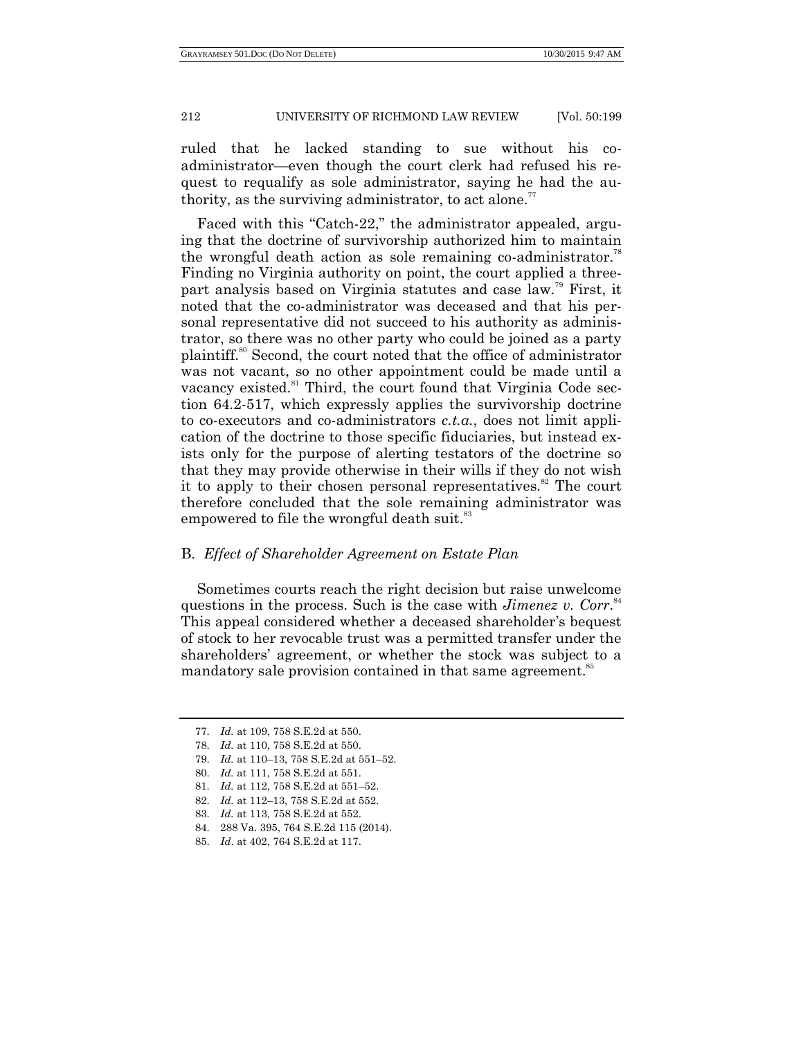ruled that he lacked standing to sue without his co-administrator—even though the court clerk had refused his request to requalify as sole administrator, saying he had the authority, as the surviving administrator, to act alone.[77]

Faced with this "Catch-22," the administrator appealed, arguing that the doctrine of survivorship authorized him to maintain the wrongful death action as sole remaining co-administrator.[78] Finding no Virginia authority on point, the court applied a three-part analysis based on Virginia statutes and case law.[79] First, it noted that the co-administrator was deceased and that his personal representative did not succeed to his authority as administrator, so there was no other party who could be joined as a party plaintiff.[80] Second, the court noted that the office of administrator was not vacant, so no other appointment could be made until a vacancy existed.[81] Third, the court found that Virginia Code section 64.2-517, which expressly applies the survivorship doctrine to co-executors and co-administrators *c.t.a.*, does not limit application of the doctrine to those specific fiduciaries, but instead exists only for the purpose of alerting testators of the doctrine so that they may provide otherwise in their wills if they do not wish it to apply to their chosen personal representatives.[82] The court therefore concluded that the sole remaining administrator was empowered to file the wrongful death suit.[83]

## B. *Effect of Shareholder Agreement on Estate Plan*

Sometimes courts reach the right decision but raise unwelcome questions in the process. Such is the case with *Jimenez v. Corr*.[84] This appeal considered whether a deceased shareholder's bequest of stock to her revocable trust was a permitted transfer under the shareholders' agreement, or whether the stock was subject to a mandatory sale provision contained in that same agreement.[85]

---

77. *Id.* at 109, 758 S.E.2d at 550.
78. *Id.* at 110, 758 S.E.2d at 550.
79. *Id.* at 110–13, 758 S.E.2d at 551–52.
80. *Id.* at 111, 758 S.E.2d at 551.
81. *Id.* at 112, 758 S.E.2d at 551–52.
82. *Id.* at 112–13, 758 S.E.2d at 552.
83. *Id.* at 113, 758 S.E.2d at 552.
84. 288 Va. 395, 764 S.E.2d 115 (2014).
85. *Id.* at 402, 764 S.E.2d at 117.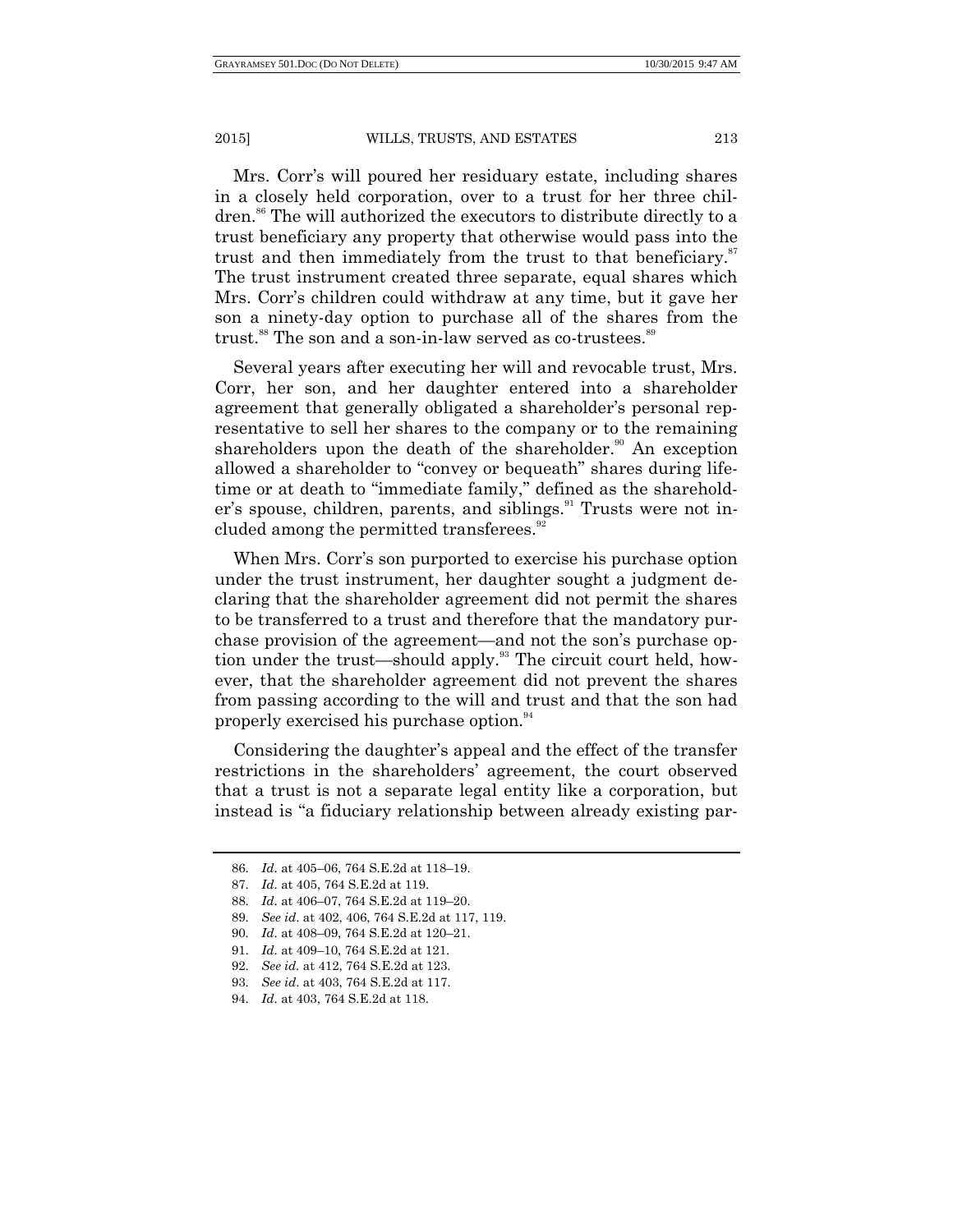Mrs. Corr's will poured her residuary estate, including shares in a closely held corporation, over to a trust for her three children.[86] The will authorized the executors to distribute directly to a trust beneficiary any property that otherwise would pass into the trust and then immediately from the trust to that beneficiary.[87] The trust instrument created three separate, equal shares which Mrs. Corr's children could withdraw at any time, but it gave her son a ninety-day option to purchase all of the shares from the trust.[88] The son and a son-in-law served as co-trustees.[89]

Several years after executing her will and revocable trust, Mrs. Corr, her son, and her daughter entered into a shareholder agreement that generally obligated a shareholder's personal representative to sell her shares to the company or to the remaining shareholders upon the death of the shareholder.[90] An exception allowed a shareholder to "convey or bequeath" shares during lifetime or at death to "immediate family," defined as the shareholder's spouse, children, parents, and siblings.[91] Trusts were not included among the permitted transferees.[92]

When Mrs. Corr's son purported to exercise his purchase option under the trust instrument, her daughter sought a judgment declaring that the shareholder agreement did not permit the shares to be transferred to a trust and therefore that the mandatory purchase provision of the agreement—and not the son's purchase option under the trust—should apply.[93] The circuit court held, however, that the shareholder agreement did not prevent the shares from passing according to the will and trust and that the son had properly exercised his purchase option.[94]

Considering the daughter's appeal and the effect of the transfer restrictions in the shareholders' agreement, the court observed that a trust is not a separate legal entity like a corporation, but instead is "a fiduciary relationship between already existing par-

---

86. *Id.* at 405–06, 764 S.E.2d at 118–19.

87. *Id.* at 405, 764 S.E.2d at 119.

88. *Id.* at 406–07, 764 S.E.2d at 119–20.

89. *See id.* at 402, 406, 764 S.E.2d at 117, 119.

90. *Id.* at 408–09, 764 S.E.2d at 120–21.

91. *Id.* at 409–10, 764 S.E.2d at 121.

92. *See id.* at 412, 764 S.E.2d at 123.

93. *See id.* at 403, 764 S.E.2d at 117.

94. *Id.* at 403, 764 S.E.2d at 118.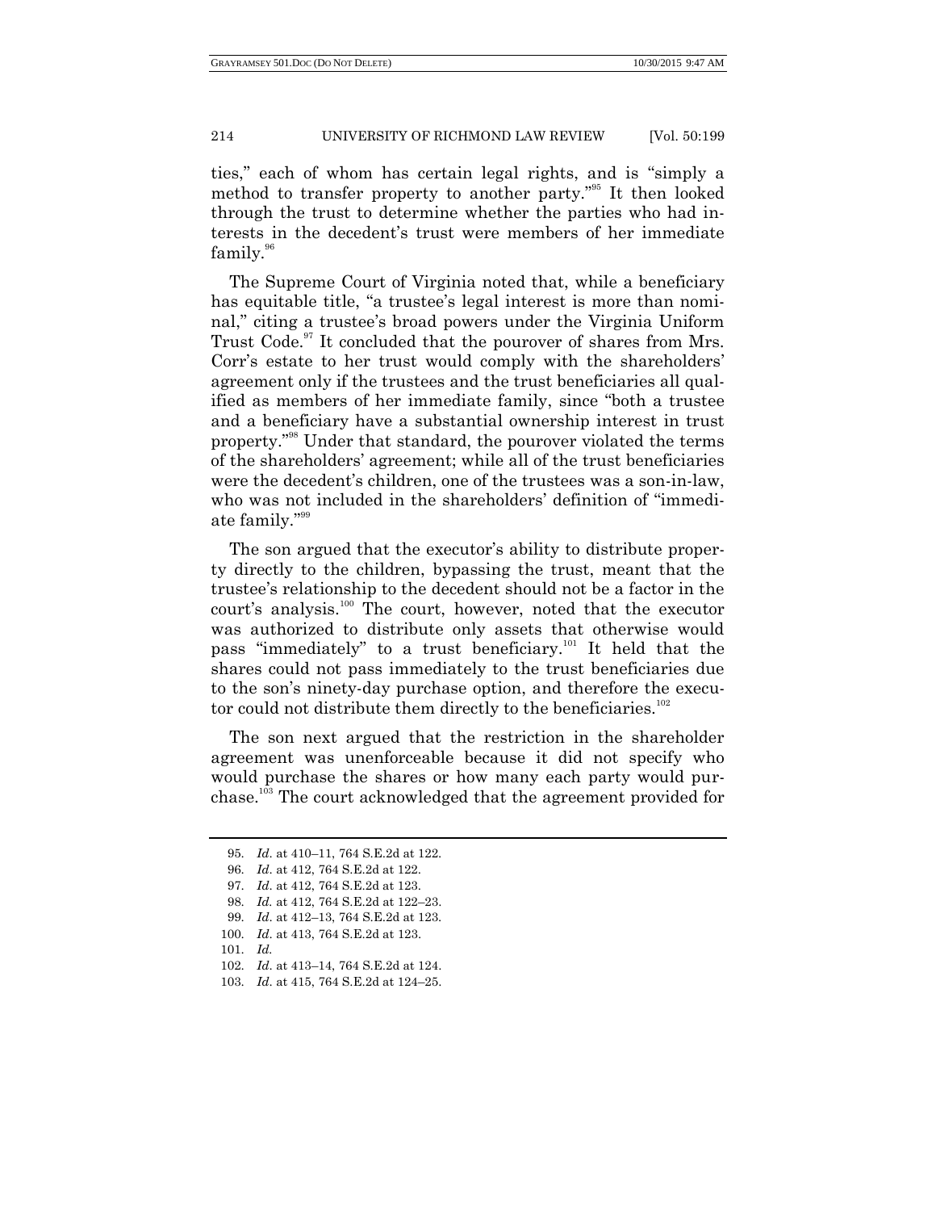ties," each of whom has certain legal rights, and is "simply a method to transfer property to another party."[95] It then looked through the trust to determine whether the parties who had interests in the decedent's trust were members of her immediate family.[96]

The Supreme Court of Virginia noted that, while a beneficiary has equitable title, "a trustee's legal interest is more than nominal," citing a trustee's broad powers under the Virginia Uniform Trust Code.[97] It concluded that the pourover of shares from Mrs. Corr's estate to her trust would comply with the shareholders' agreement only if the trustees and the trust beneficiaries all qualified as members of her immediate family, since "both a trustee and a beneficiary have a substantial ownership interest in trust property."[98] Under that standard, the pourover violated the terms of the shareholders' agreement; while all of the trust beneficiaries were the decedent's children, one of the trustees was a son-in-law, who was not included in the shareholders' definition of "immediate family."[99]

The son argued that the executor's ability to distribute property directly to the children, bypassing the trust, meant that the trustee's relationship to the decedent should not be a factor in the court's analysis.[100] The court, however, noted that the executor was authorized to distribute only assets that otherwise would pass "immediately" to a trust beneficiary.[101] It held that the shares could not pass immediately to the trust beneficiaries due to the son's ninety-day purchase option, and therefore the executor could not distribute them directly to the beneficiaries.[102]

The son next argued that the restriction in the shareholder agreement was unenforceable because it did not specify who would purchase the shares or how many each party would purchase.[103] The court acknowledged that the agreement provided for

---

95. *Id.* at 410–11, 764 S.E.2d at 122.

96. *Id.* at 412, 764 S.E.2d at 122.

97. *Id.* at 412, 764 S.E.2d at 123.

98. *Id.* at 412, 764 S.E.2d at 122–23.

99. *Id.* at 412–13, 764 S.E.2d at 123.

100. *Id.* at 413, 764 S.E.2d at 123.

101. *Id.*

102. *Id.* at 413–14, 764 S.E.2d at 124.

103. *Id.* at 415, 764 S.E.2d at 124–25.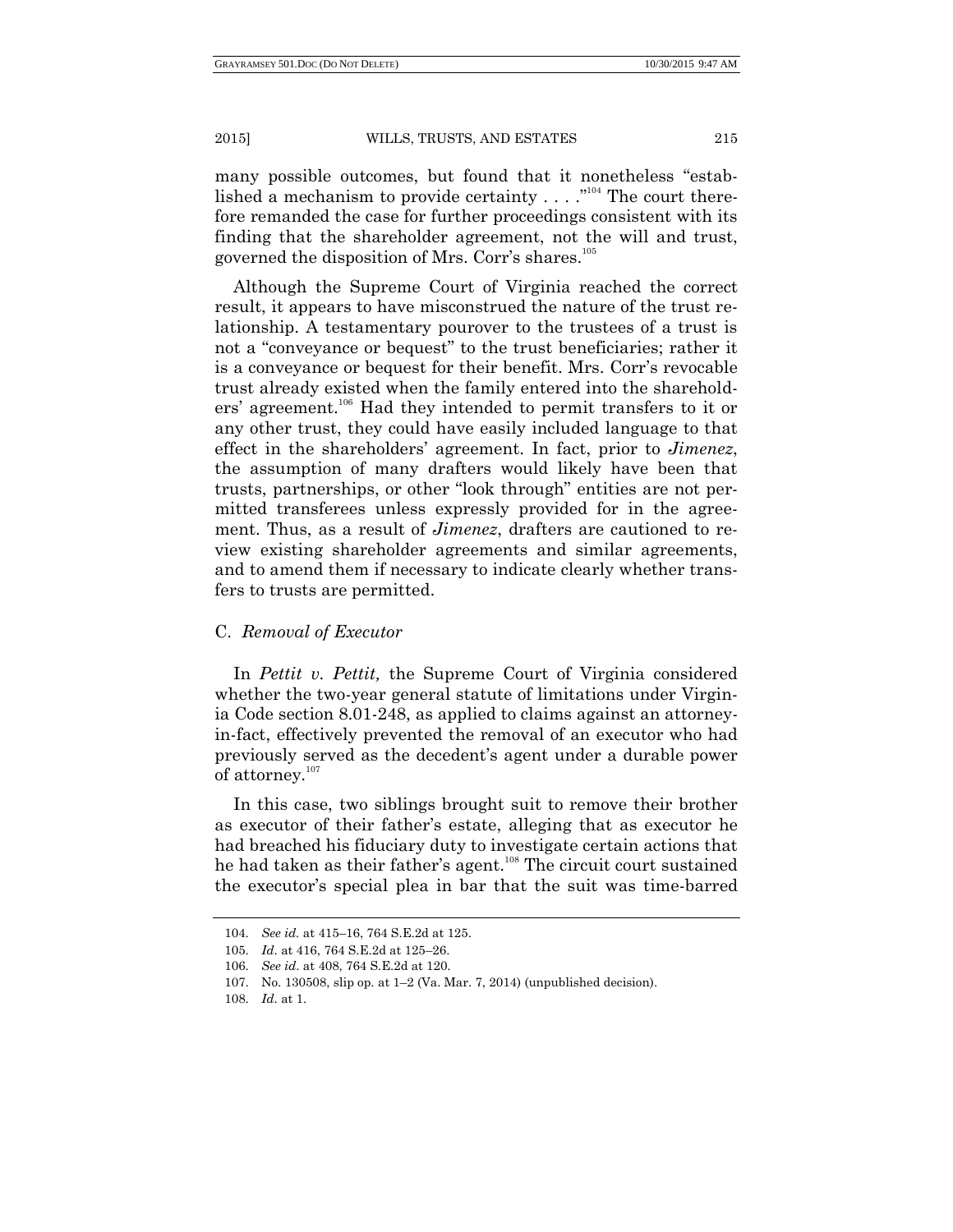many possible outcomes, but found that it nonetheless "established a mechanism to provide certainty . . . ."[104] The court therefore remanded the case for further proceedings consistent with its finding that the shareholder agreement, not the will and trust, governed the disposition of Mrs. Corr's shares.[105]

Although the Supreme Court of Virginia reached the correct result, it appears to have misconstrued the nature of the trust relationship. A testamentary pourover to the trustees of a trust is not a "conveyance or bequest" to the trust beneficiaries; rather it is a conveyance or bequest for their benefit. Mrs. Corr's revocable trust already existed when the family entered into the shareholders' agreement.[106] Had they intended to permit transfers to it or any other trust, they could have easily included language to that effect in the shareholders' agreement. In fact, prior to *Jimenez*, the assumption of many drafters would likely have been that trusts, partnerships, or other "look through" entities are not permitted transferees unless expressly provided for in the agreement. Thus, as a result of *Jimenez*, drafters are cautioned to review existing shareholder agreements and similar agreements, and to amend them if necessary to indicate clearly whether transfers to trusts are permitted.

### C. *Removal of Executor*

In *Pettit v. Pettit,* the Supreme Court of Virginia considered whether the two-year general statute of limitations under Virginia Code section 8.01-248, as applied to claims against an attorney-in-fact, effectively prevented the removal of an executor who had previously served as the decedent's agent under a durable power of attorney.[107]

In this case, two siblings brought suit to remove their brother as executor of their father's estate, alleging that as executor he had breached his fiduciary duty to investigate certain actions that he had taken as their father's agent.[108] The circuit court sustained the executor's special plea in bar that the suit was time-barred

---

104. *See id.* at 415–16, 764 S.E.2d at 125.

105. *Id.* at 416, 764 S.E.2d at 125–26.

106. *See id.* at 408, 764 S.E.2d at 120.

107. No. 130508, slip op. at 1–2 (Va. Mar. 7, 2014) (unpublished decision).

108. *Id.* at 1.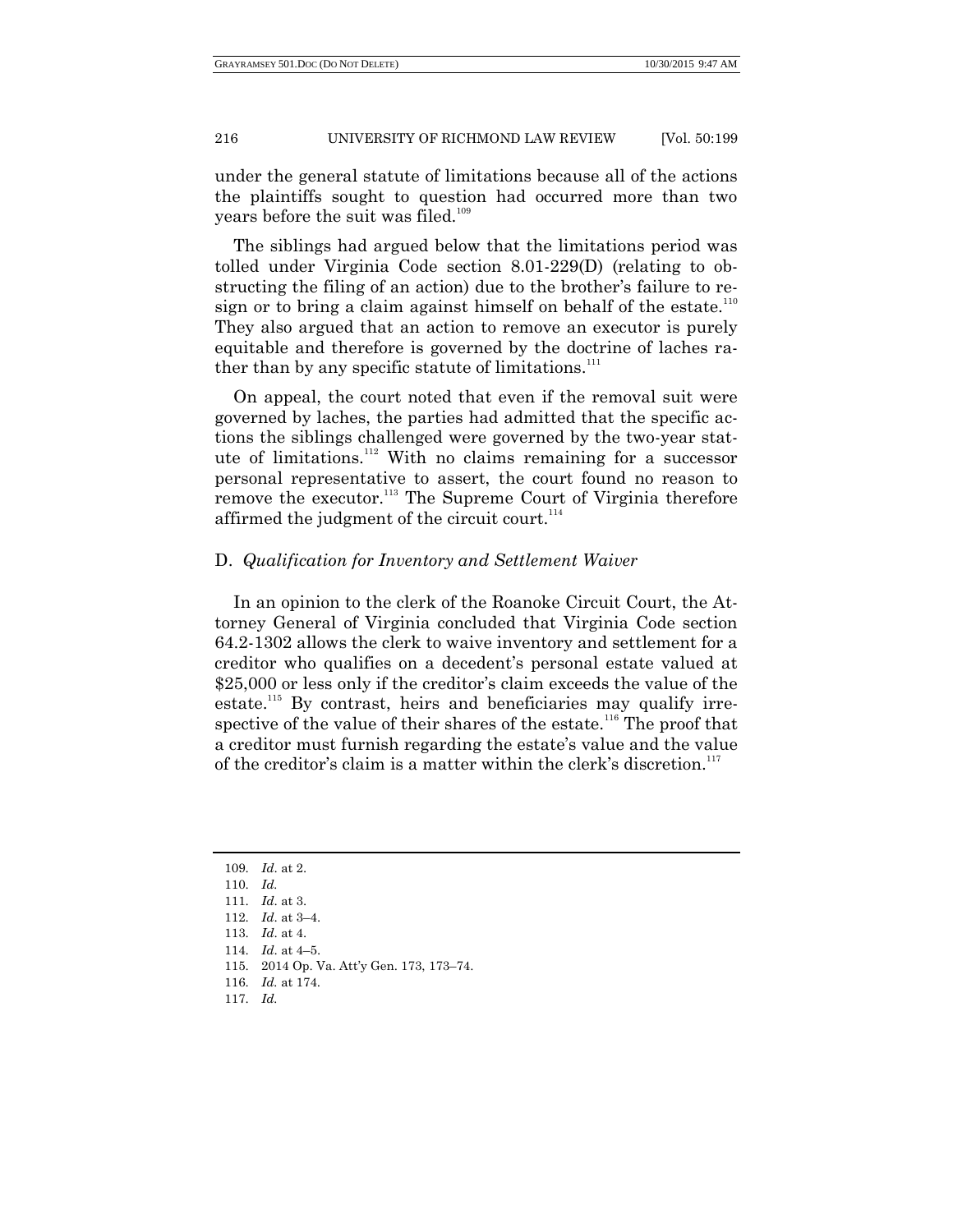under the general statute of limitations because all of the actions the plaintiffs sought to question had occurred more than two years before the suit was filed.[109]

The siblings had argued below that the limitations period was tolled under Virginia Code section 8.01-229(D) (relating to obstructing the filing of an action) due to the brother's failure to resign or to bring a claim against himself on behalf of the estate.[110] They also argued that an action to remove an executor is purely equitable and therefore is governed by the doctrine of laches rather than by any specific statute of limitations.[111]

On appeal, the court noted that even if the removal suit were governed by laches, the parties had admitted that the specific actions the siblings challenged were governed by the two-year statute of limitations.[112] With no claims remaining for a successor personal representative to assert, the court found no reason to remove the executor.[113] The Supreme Court of Virginia therefore affirmed the judgment of the circuit court.[114]

### D. *Qualification for Inventory and Settlement Waiver*

In an opinion to the clerk of the Roanoke Circuit Court, the Attorney General of Virginia concluded that Virginia Code section 64.2-1302 allows the clerk to waive inventory and settlement for a creditor who qualifies on a decedent's personal estate valued at $25,000 or less only if the creditor's claim exceeds the value of the estate.[115] By contrast, heirs and beneficiaries may qualify irrespective of the value of their shares of the estate.[116] The proof that a creditor must furnish regarding the estate's value and the value of the creditor's claim is a matter within the clerk's discretion.[117]

---

109. *Id.* at 2.
110. *Id.*
111. *Id.* at 3.
112. *Id.* at 3–4.
113. *Id.* at 4.
114. *Id.* at 4–5.
115. 2014 Op. Va. Att'y Gen. 173, 173–74.
116. *Id.* at 174.
117. *Id.*